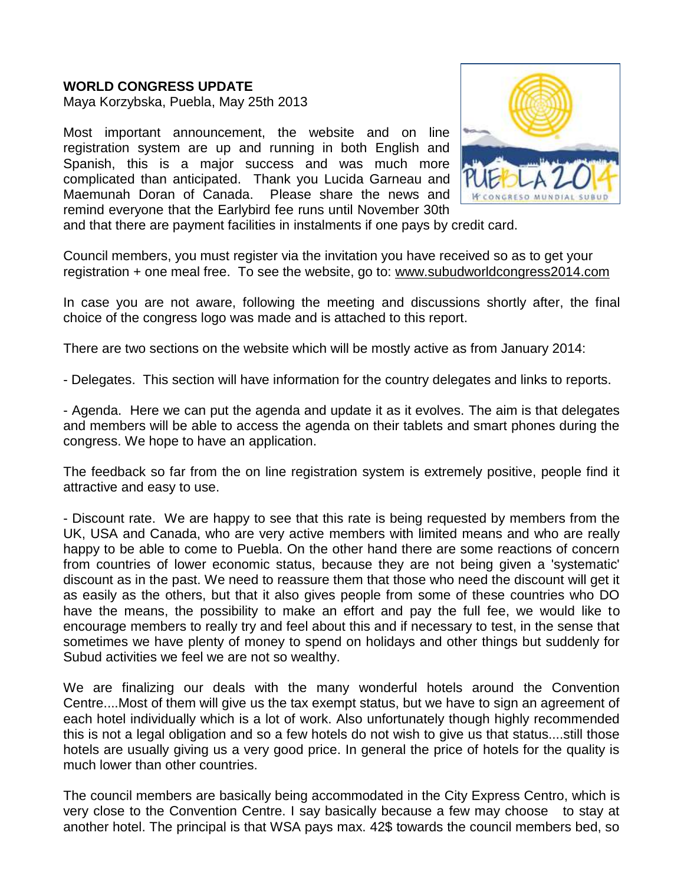**WORLD CONGRESS UPDATE**
Maya Korzybska, Puebla, May 25th 2013

Most important announcement, the website and on line registration system are up and running in both English and Spanish, this is a major success and was much more complicated than anticipated. Thank you Lucida Garneau and Maemunah Doran of Canada. Please share the news and remind everyone that the Earlybird fee runs until November 30th and that there are payment facilities in instalments if one pays by credit card.

Council members, you must register via the invitation you have received so as to get your registration + one meal free. To see the website, go to: www.subudworldcongress2014.com

In case you are not aware, following the meeting and discussions shortly after, the final choice of the congress logo was made and is attached to this report.

There are two sections on the website which will be mostly active as from January 2014:

- Delegates. This section will have information for the country delegates and links to reports.

- Agenda. Here we can put the agenda and update it as it evolves. The aim is that delegates and members will be able to access the agenda on their tablets and smart phones during the congress. We hope to have an application.

The feedback so far from the on line registration system is extremely positive, people find it attractive and easy to use.

- Discount rate. We are happy to see that this rate is being requested by members from the UK, USA and Canada, who are very active members with limited means and who are really happy to be able to come to Puebla. On the other hand there are some reactions of concern from countries of lower economic status, because they are not being given a 'systematic' discount as in the past. We need to reassure them that those who need the discount will get it as easily as the others, but that it also gives people from some of these countries who DO have the means, the possibility to make an effort and pay the full fee, we would like to encourage members to really try and feel about this and if necessary to test, in the sense that sometimes we have plenty of money to spend on holidays and other things but suddenly for Subud activities we feel we are not so wealthy.

We are finalizing our deals with the many wonderful hotels around the Convention Centre....Most of them will give us the tax exempt status, but we have to sign an agreement of each hotel individually which is a lot of work. Also unfortunately though highly recommended this is not a legal obligation and so a few hotels do not wish to give us that status....still those hotels are usually giving us a very good price. In general the price of hotels for the quality is much lower than other countries.

The council members are basically being accommodated in the City Express Centro, which is very close to the Convention Centre. I say basically because a few may choose to stay at another hotel. The principal is that WSA pays max. 42$ towards the council members bed, so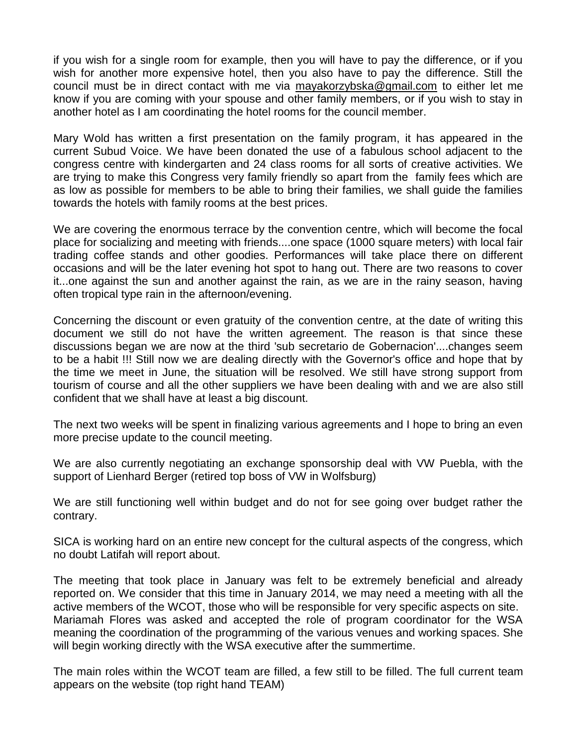if you wish for a single room for example, then you will have to pay the difference, or if you wish for another more expensive hotel, then you also have to pay the difference. Still the council must be in direct contact with me via mayakorzybska@gmail.com to either let me know if you are coming with your spouse and other family members, or if you wish to stay in another hotel as I am coordinating the hotel rooms for the council member.

Mary Wold has written a first presentation on the family program, it has appeared in the current Subud Voice. We have been donated the use of a fabulous school adjacent to the congress centre with kindergarten and 24 class rooms for all sorts of creative activities. We are trying to make this Congress very family friendly so apart from the family fees which are as low as possible for members to be able to bring their families, we shall guide the families towards the hotels with family rooms at the best prices.

We are covering the enormous terrace by the convention centre, which will become the focal place for socializing and meeting with friends....one space (1000 square meters) with local fair trading coffee stands and other goodies. Performances will take place there on different occasions and will be the later evening hot spot to hang out. There are two reasons to cover it...one against the sun and another against the rain, as we are in the rainy season, having often tropical type rain in the afternoon/evening.

Concerning the discount or even gratuity of the convention centre, at the date of writing this document we still do not have the written agreement. The reason is that since these discussions began we are now at the third 'sub secretario de Gobernacion'....changes seem to be a habit !!! Still now we are dealing directly with the Governor's office and hope that by the time we meet in June, the situation will be resolved. We still have strong support from tourism of course and all the other suppliers we have been dealing with and we are also still confident that we shall have at least a big discount.

The next two weeks will be spent in finalizing various agreements and I hope to bring an even more precise update to the council meeting.

We are also currently negotiating an exchange sponsorship deal with VW Puebla, with the support of Lienhard Berger (retired top boss of VW in Wolfsburg)

We are still functioning well within budget and do not for see going over budget rather the contrary.

SICA is working hard on an entire new concept for the cultural aspects of the congress, which no doubt Latifah will report about.

The meeting that took place in January was felt to be extremely beneficial and already reported on. We consider that this time in January 2014, we may need a meeting with all the active members of the WCOT, those who will be responsible for very specific aspects on site. Mariamah Flores was asked and accepted the role of program coordinator for the WSA meaning the coordination of the programming of the various venues and working spaces. She will begin working directly with the WSA executive after the summertime.

The main roles within the WCOT team are filled, a few still to be filled. The full current team appears on the website (top right hand TEAM)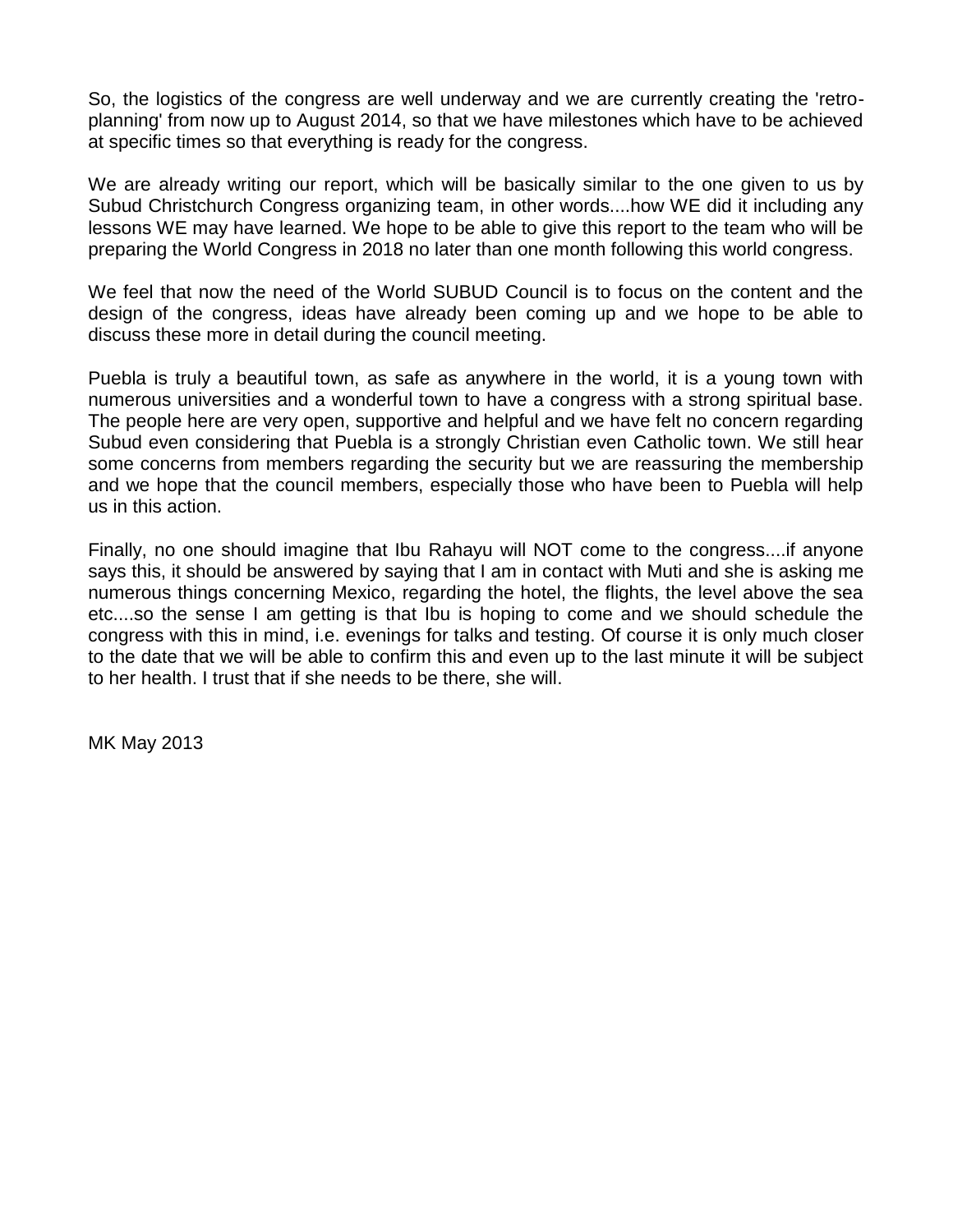So, the logistics of the congress are well underway and we are currently creating the 'retro-planning' from now up to August 2014, so that we have milestones which have to be achieved at specific times so that everything is ready for the congress.

We are already writing our report, which will be basically similar to the one given to us by Subud Christchurch Congress organizing team, in other words....how WE did it including any lessons WE may have learned. We hope to be able to give this report to the team who will be preparing the World Congress in 2018 no later than one month following this world congress.

We feel that now the need of the World SUBUD Council is to focus on the content and the design of the congress, ideas have already been coming up and we hope to be able to discuss these more in detail during the council meeting.

Puebla is truly a beautiful town, as safe as anywhere in the world, it is a young town with numerous universities and a wonderful town to have a congress with a strong spiritual base. The people here are very open, supportive and helpful and we have felt no concern regarding Subud even considering that Puebla is a strongly Christian even Catholic town. We still hear some concerns from members regarding the security but we are reassuring the membership and we hope that the council members, especially those who have been to Puebla will help us in this action.

Finally, no one should imagine that Ibu Rahayu will NOT come to the congress....if anyone says this, it should be answered by saying that I am in contact with Muti and she is asking me numerous things concerning Mexico, regarding the hotel, the flights, the level above the sea etc....so the sense I am getting is that Ibu is hoping to come and we should schedule the congress with this in mind, i.e. evenings for talks and testing. Of course it is only much closer to the date that we will be able to confirm this and even up to the last minute it will be subject to her health. I trust that if she needs to be there, she will.

MK May 2013